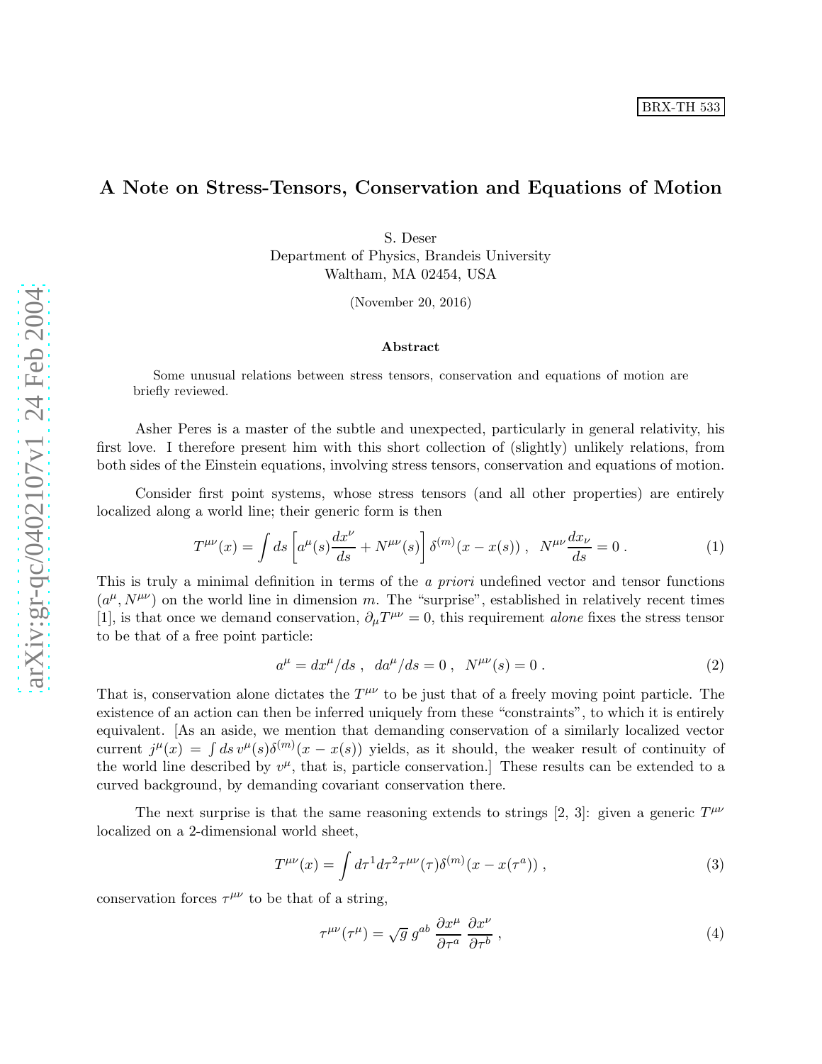BRX-TH 533

# A Note on Stress-Tensors, Conservation and Equations of Motion

S. Deser
Department of Physics, Brandeis University
Waltham, MA 02454, USA

(November 20, 2016)

### Abstract

Some unusual relations between stress tensors, conservation and equations of motion are briefly reviewed.

Asher Peres is a master of the subtle and unexpected, particularly in general relativity, his first love. I therefore present him with this short collection of (slightly) unlikely relations, from both sides of the Einstein equations, involving stress tensors, conservation and equations of motion.

Consider first point systems, whose stress tensors (and all other properties) are entirely localized along a world line; their generic form is then

$$T^{\mu\nu}(x) = \int ds \left[ a^{\mu}(s) \frac{dx^{\nu}}{ds} + N^{\mu\nu}(s) \right] \delta^{(m)}(x - x(s)) \ , \quad N^{\mu\nu} \frac{dx_{\nu}}{ds} = 0 \ . \tag{1}$$

This is truly a minimal definition in terms of the *a priori* undefined vector and tensor functions $(a^{\mu}, N^{\mu\nu})$ on the world line in dimension $m$. The "surprise", established in relatively recent times [1], is that once we demand conservation, $\partial_{\mu} T^{\mu\nu} = 0$, this requirement *alone* fixes the stress tensor to be that of a free point particle:

$$a^{\mu} = dx^{\mu}/ds \ , \quad da^{\mu}/ds = 0 \ , \quad N^{\mu\nu}(s) = 0 \ . \tag{2}$$

That is, conservation alone dictates the $T^{\mu\nu}$ to be just that of a freely moving point particle. The existence of an action can then be inferred uniquely from these "constraints", to which it is entirely equivalent. [As an aside, we mention that demanding conservation of a similarly localized vector current $j^{\mu}(x) = \int ds \, v^{\mu}(s) \delta^{(m)}(x - x(s))$ yields, as it should, the weaker result of continuity of the world line described by $v^{\mu}$, that is, particle conservation.] These results can be extended to a curved background, by demanding covariant conservation there.

The next surprise is that the same reasoning extends to strings [2, 3]: given a generic $T^{\mu\nu}$ localized on a 2-dimensional world sheet,

$$T^{\mu\nu}(x) = \int d\tau^1 d\tau^2 \tau^{\mu\nu}(\tau) \delta^{(m)}(x - x(\tau^a)) \ , \tag{3}$$

conservation forces $\tau^{\mu\nu}$ to be that of a string,

$$\tau^{\mu\nu}(\tau^{\mu}) = \sqrt{g} \, g^{ab} \, \frac{\partial x^{\mu}}{\partial \tau^a} \, \frac{\partial x^{\nu}}{\partial \tau^b} \ , \tag{4}$$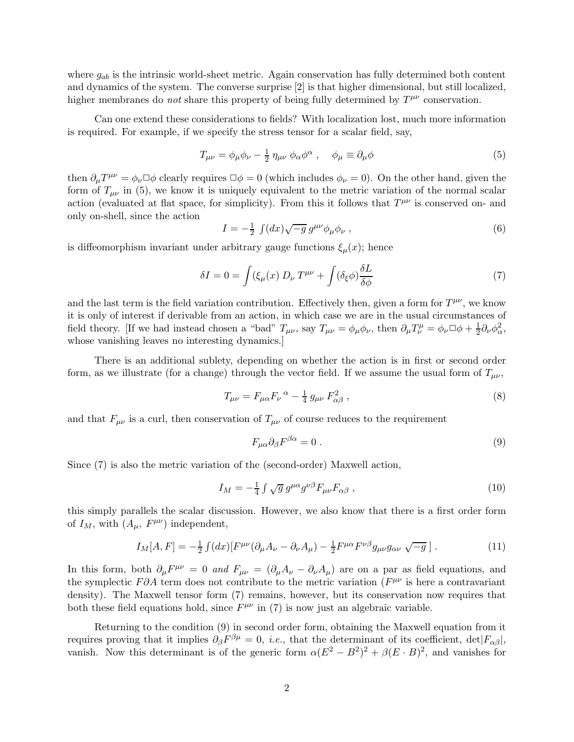where $g_{ab}$ is the intrinsic world-sheet metric. Again conservation has fully determined both content and dynamics of the system. The converse surprise [2] is that higher dimensional, but still localized, higher membranes do *not* share this property of being fully determined by $T^{\mu\nu}$ conservation.

Can one extend these considerations to fields? With localization lost, much more information is required. For example, if we specify the stress tensor for a scalar field, say,

$$T_{\mu\nu} = \phi_\mu \phi_\nu - \tfrac{1}{2}\, \eta_{\mu\nu}\, \phi_\alpha \phi^\alpha \ , \quad \phi_\mu \equiv \partial_\mu \phi \tag{5}$$

then $\partial_\mu T^{\mu\nu} = \phi_\nu \Box \phi$ clearly requires $\Box \phi = 0$ (which includes $\phi_\nu = 0$). On the other hand, given the form of $T_{\mu\nu}$ in (5), we know it is uniquely equivalent to the metric variation of the normal scalar action (evaluated at flat space, for simplicity). From this it follows that $T^{\mu\nu}$ is conserved on- and only on-shell, since the action

$$I = -\tfrac{1}{2} \int (dx) \sqrt{-g}\, g^{\mu\nu} \phi_\mu \phi_\nu \ , \tag{6}$$

is diffeomorphism invariant under arbitrary gauge functions $\xi_\mu(x)$; hence

$$\delta I = 0 = \int (\xi_\mu(x)\, D_\nu\, T^{\mu\nu} + \int (\delta_\xi \phi) \frac{\delta L}{\delta \phi} \tag{7}$$

and the last term is the field variation contribution. Effectively then, given a form for $T^{\mu\nu}$, we know it is only of interest if derivable from an action, in which case we are in the usual circumstances of field theory. [If we had instead chosen a "bad" $T_{\mu\nu}$, say $T_{\mu\nu} = \phi_\mu \phi_\nu$, then $\partial_\mu T^\mu_\nu = \phi_\nu \Box \phi + \frac{1}{2} \partial_\nu \phi_\alpha^2$, whose vanishing leaves no interesting dynamics.]

There is an additional sublety, depending on whether the action is in first or second order form, as we illustrate (for a change) through the vector field. If we assume the usual form of $T_{\mu\nu}$,

$$T_{\mu\nu} = F_{\mu\alpha} F_\nu{}^\alpha - \tfrac{1}{4}\, g_{\mu\nu}\, F^2_{\alpha\beta} \ , \tag{8}$$

and that $F_{\mu\nu}$ is a curl, then conservation of $T_{\mu\nu}$ of course reduces to the requirement

$$F_{\mu\alpha} \partial_\beta F^{\beta\alpha} = 0 \ . \tag{9}$$

Since (7) is also the metric variation of the (second-order) Maxwell action,

$$I_M = -\tfrac{1}{4} \int \sqrt{g}\, g^{\mu\alpha} g^{\nu\beta} F_{\mu\nu} F_{\alpha\beta} \ , \tag{10}$$

this simply parallels the scalar discussion. However, we also know that there is a first order form of $I_M$, with $(A_\mu,\, F^{\mu\nu})$ independent,

$$I_M[A, F] = -\tfrac{1}{2} \int (dx) [F^{\mu\nu} (\partial_\mu A_\nu - \partial_\nu A_\mu) - \tfrac{1}{2} F^{\mu\alpha} F^{\nu\beta} g_{\mu\nu} g_{\alpha\nu} \sqrt{-g}\ ] \ . \tag{11}$$

In this form, both $\partial_\mu F^{\mu\nu} = 0$ *and* $F_{\mu\nu} = (\partial_\mu A_\nu - \partial_\nu A_\mu)$ are on a par as field equations, and the symplectic $F \partial A$ term does not contribute to the metric variation ($F^{\mu\nu}$ is here a contravariant density). The Maxwell tensor form (7) remains, however, but its conservation now requires that both these field equations hold, since $F^{\mu\nu}$ in (7) is now just an algebraic variable.

Returning to the condition (9) in second order form, obtaining the Maxwell equation from it requires proving that it implies $\partial_\beta F^{\beta\mu} = 0$, *i.e.*, that the determinant of its coefficient, $\det|F_{\alpha\beta}|$, vanish. Now this determinant is of the generic form $\alpha(E^2 - B^2)^2 + \beta(E \cdot B)^2$, and vanishes for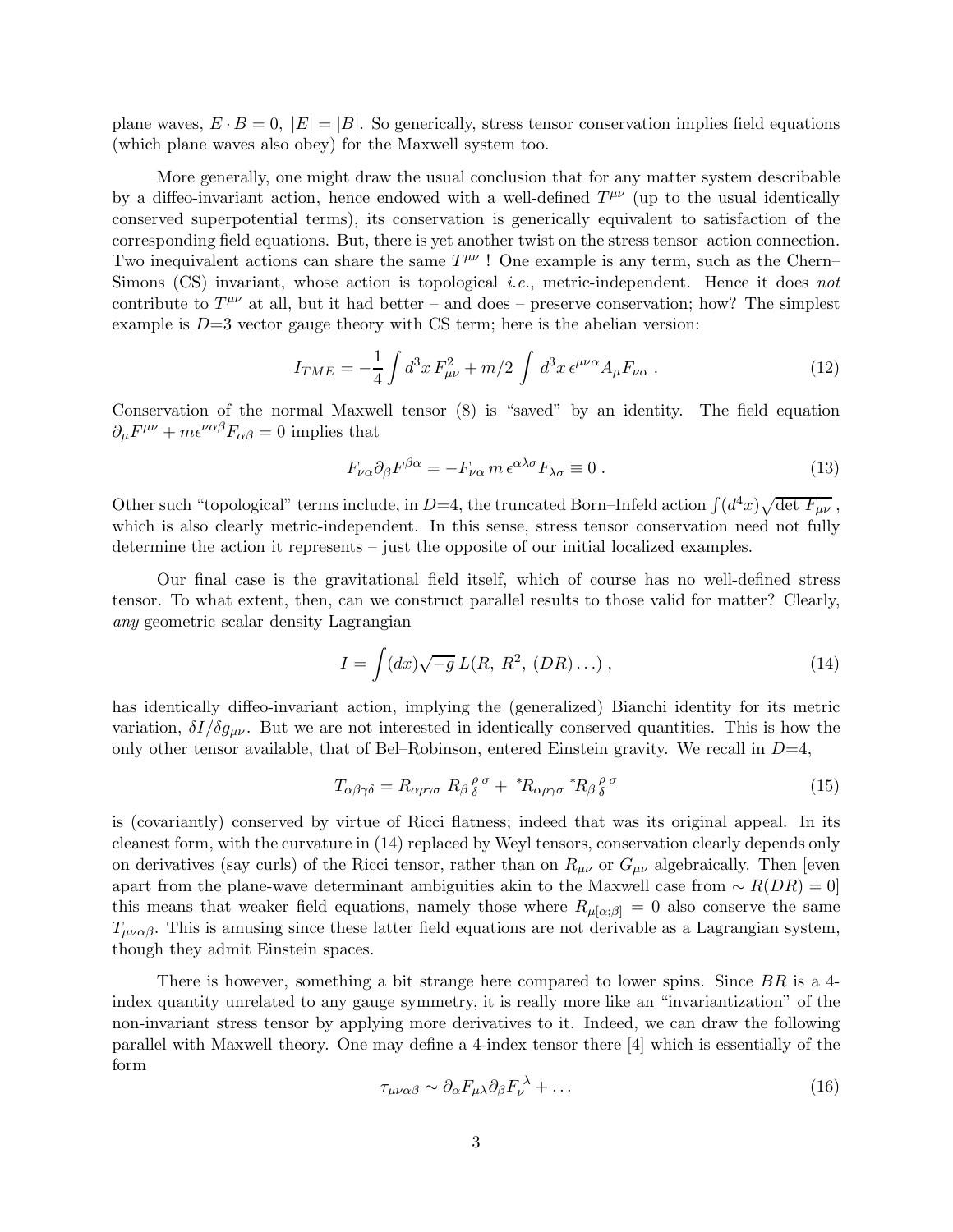plane waves, $E \cdot B = 0$, $|E| = |B|$. So generically, stress tensor conservation implies field equations (which plane waves also obey) for the Maxwell system too.

More generally, one might draw the usual conclusion that for any matter system describable by a diffeo-invariant action, hence endowed with a well-defined $T^{\mu\nu}$ (up to the usual identically conserved superpotential terms), its conservation is generically equivalent to satisfaction of the corresponding field equations. But, there is yet another twist on the stress tensor–action connection. Two inequivalent actions can share the same $T^{\mu\nu}$ ! One example is any term, such as the Chern–Simons (CS) invariant, whose action is topological *i.e.*, metric-independent. Hence it does *not* contribute to $T^{\mu\nu}$ at all, but it had better – and does – preserve conservation; how? The simplest example is $D$=3 vector gauge theory with CS term; here is the abelian version:

$$I_{TME} = -\frac{1}{4}\int d^3x\, F_{\mu\nu}^2 + m/2 \int d^3x\, \epsilon^{\mu\nu\alpha} A_\mu F_{\nu\alpha}\,. \tag{12}$$

Conservation of the normal Maxwell tensor (8) is "saved" by an identity. The field equation $\partial_\mu F^{\mu\nu} + m\epsilon^{\nu\alpha\beta}F_{\alpha\beta} = 0$ implies that

$$F_{\nu\alpha}\partial_\beta F^{\beta\alpha} = -F_{\nu\alpha}\, m\, \epsilon^{\alpha\lambda\sigma} F_{\lambda\sigma} \equiv 0\,. \tag{13}$$

Other such "topological" terms include, in $D$=4, the truncated Born–Infeld action $\int (d^4x)\sqrt{\det F_{\mu\nu}}$, which is also clearly metric-independent. In this sense, stress tensor conservation need not fully determine the action it represents – just the opposite of our initial localized examples.

Our final case is the gravitational field itself, which of course has no well-defined stress tensor. To what extent, then, can we construct parallel results to those valid for matter? Clearly, *any* geometric scalar density Lagrangian

$$I = \int (dx)\sqrt{-g}\, L(R,\, R^2,\, (DR)\ldots)\,, \tag{14}$$

has identically diffeo-invariant action, implying the (generalized) Bianchi identity for its metric variation, $\delta I/\delta g_{\mu\nu}$. But we are not interested in identically conserved quantities. This is how the only other tensor available, that of Bel–Robinson, entered Einstein gravity. We recall in $D$=4,

$$T_{\alpha\beta\gamma\delta} = R_{\alpha\rho\gamma\sigma}\, R_{\beta\ \delta}^{\ \rho\ \sigma} + {}^*R_{\alpha\rho\gamma\sigma}\, {}^*R_{\beta\ \delta}^{\ \rho\ \sigma} \tag{15}$$

is (covariantly) conserved by virtue of Ricci flatness; indeed that was its original appeal. In its cleanest form, with the curvature in (14) replaced by Weyl tensors, conservation clearly depends only on derivatives (say curls) of the Ricci tensor, rather than on $R_{\mu\nu}$ or $G_{\mu\nu}$ algebraically. Then [even apart from the plane-wave determinant ambiguities akin to the Maxwell case from $\sim R(DR) = 0$] this means that weaker field equations, namely those where $R_{\mu[\alpha;\beta]} = 0$ also conserve the same $T_{\mu\nu\alpha\beta}$. This is amusing since these latter field equations are not derivable as a Lagrangian system, though they admit Einstein spaces.

There is however, something a bit strange here compared to lower spins. Since $BR$ is a 4-index quantity unrelated to any gauge symmetry, it is really more like an "invariantization" of the non-invariant stress tensor by applying more derivatives to it. Indeed, we can draw the following parallel with Maxwell theory. One may define a 4-index tensor there [4] which is essentially of the form

$$\tau_{\mu\nu\alpha\beta} \sim \partial_\alpha F_{\mu\lambda}\partial_\beta F_\nu^{\ \lambda} + \ldots \tag{16}$$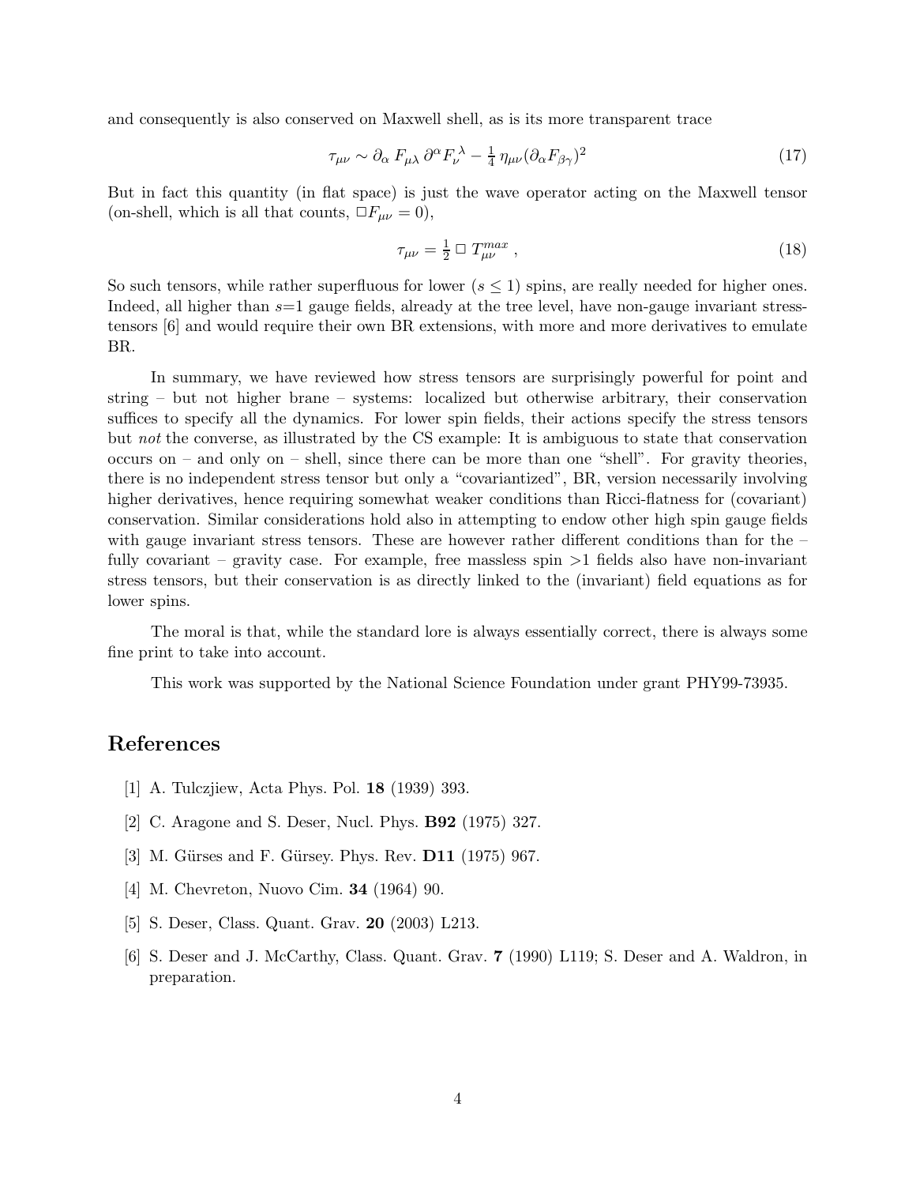and consequently is also conserved on Maxwell shell, as is its more transparent trace

$$\tau_{\mu\nu} \sim \partial_\alpha \, F_{\mu\lambda} \, \partial^\alpha F_\nu{}^\lambda - \tfrac{1}{4} \, \eta_{\mu\nu} (\partial_\alpha F_{\beta\gamma})^2 \tag{17}$$

But in fact this quantity (in flat space) is just the wave operator acting on the Maxwell tensor (on-shell, which is all that counts, $\Box F_{\mu\nu} = 0$),

$$\tau_{\mu\nu} = \tfrac{1}{2} \, \Box \, T^{max}_{\mu\nu} \; , \tag{18}$$

So such tensors, while rather superfluous for lower ($s \leq 1$) spins, are really needed for higher ones. Indeed, all higher than $s$=1 gauge fields, already at the tree level, have non-gauge invariant stress-tensors [6] and would require their own BR extensions, with more and more derivatives to emulate BR.

In summary, we have reviewed how stress tensors are surprisingly powerful for point and string – but not higher brane – systems: localized but otherwise arbitrary, their conservation suffices to specify all the dynamics. For lower spin fields, their actions specify the stress tensors but *not* the converse, as illustrated by the CS example: It is ambiguous to state that conservation occurs on – and only on – shell, since there can be more than one "shell". For gravity theories, there is no independent stress tensor but only a "covariantized", BR, version necessarily involving higher derivatives, hence requiring somewhat weaker conditions than Ricci-flatness for (covariant) conservation. Similar considerations hold also in attempting to endow other high spin gauge fields with gauge invariant stress tensors. These are however rather different conditions than for the – fully covariant – gravity case. For example, free massless spin >1 fields also have non-invariant stress tensors, but their conservation is as directly linked to the (invariant) field equations as for lower spins.

The moral is that, while the standard lore is always essentially correct, there is always some fine print to take into account.

This work was supported by the National Science Foundation under grant PHY99-73935.

# References

[1] A. Tulczjiew, Acta Phys. Pol. **18** (1939) 393.

[2] C. Aragone and S. Deser, Nucl. Phys. **B92** (1975) 327.

[3] M. Gürses and F. Gürsey. Phys. Rev. **D11** (1975) 967.

[4] M. Chevreton, Nuovo Cim. **34** (1964) 90.

[5] S. Deser, Class. Quant. Grav. **20** (2003) L213.

[6] S. Deser and J. McCarthy, Class. Quant. Grav. **7** (1990) L119; S. Deser and A. Waldron, in preparation.